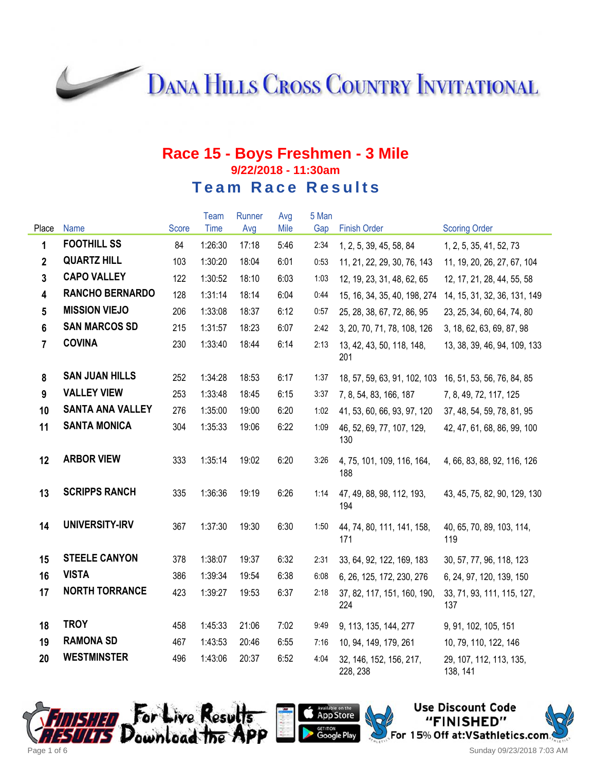# Dana Hills Cross Country Invitational

## Race 15 - Boys Freshmen - 3 Mile

### 9/22/2018 - 11:30am

## Team Race Results

| Place | Name | Score | Team Time | Runner Avg | Avg Mile | 5 Man Gap | Finish Order | Scoring Order |
|---|---|---|---|---|---|---|---|---|
| 1 | FOOTHILL SS | 84 | 1:26:30 | 17:18 | 5:46 | 2:34 | 1, 2, 5, 39, 45, 58, 84 | 1, 2, 5, 35, 41, 52, 73 |
| 2 | QUARTZ HILL | 103 | 1:30:20 | 18:04 | 6:01 | 0:53 | 11, 21, 22, 29, 30, 76, 143 | 11, 19, 20, 26, 27, 67, 104 |
| 3 | CAPO VALLEY | 122 | 1:30:52 | 18:10 | 6:03 | 1:03 | 12, 19, 23, 31, 48, 62, 65 | 12, 17, 21, 28, 44, 55, 58 |
| 4 | RANCHO BERNARDO | 128 | 1:31:14 | 18:14 | 6:04 | 0:44 | 15, 16, 34, 35, 40, 198, 274 | 14, 15, 31, 32, 36, 131, 149 |
| 5 | MISSION VIEJO | 206 | 1:33:08 | 18:37 | 6:12 | 0:57 | 25, 28, 38, 67, 72, 86, 95 | 23, 25, 34, 60, 64, 74, 80 |
| 6 | SAN MARCOS SD | 215 | 1:31:57 | 18:23 | 6:07 | 2:42 | 3, 20, 70, 71, 78, 108, 126 | 3, 18, 62, 63, 69, 87, 98 |
| 7 | COVINA | 230 | 1:33:40 | 18:44 | 6:14 | 2:13 | 13, 42, 43, 50, 118, 148, 201 | 13, 38, 39, 46, 94, 109, 133 |
| 8 | SAN JUAN HILLS | 252 | 1:34:28 | 18:53 | 6:17 | 1:37 | 18, 57, 59, 63, 91, 102, 103 | 16, 51, 53, 56, 76, 84, 85 |
| 9 | VALLEY VIEW | 253 | 1:33:48 | 18:45 | 6:15 | 3:37 | 7, 8, 54, 83, 166, 187 | 7, 8, 49, 72, 117, 125 |
| 10 | SANTA ANA VALLEY | 276 | 1:35:00 | 19:00 | 6:20 | 1:02 | 41, 53, 60, 66, 93, 97, 120 | 37, 48, 54, 59, 78, 81, 95 |
| 11 | SANTA MONICA | 304 | 1:35:33 | 19:06 | 6:22 | 1:09 | 46, 52, 69, 77, 107, 129, 130 | 42, 47, 61, 68, 86, 99, 100 |
| 12 | ARBOR VIEW | 333 | 1:35:14 | 19:02 | 6:20 | 3:26 | 4, 75, 101, 109, 116, 164, 188 | 4, 66, 83, 88, 92, 116, 126 |
| 13 | SCRIPPS RANCH | 335 | 1:36:36 | 19:19 | 6:26 | 1:14 | 47, 49, 88, 98, 112, 193, 194 | 43, 45, 75, 82, 90, 129, 130 |
| 14 | UNIVERSITY-IRV | 367 | 1:37:30 | 19:30 | 6:30 | 1:50 | 44, 74, 80, 111, 141, 158, 171 | 40, 65, 70, 89, 103, 114, 119 |
| 15 | STEELE CANYON | 378 | 1:38:07 | 19:37 | 6:32 | 2:31 | 33, 64, 92, 122, 169, 183 | 30, 57, 77, 96, 118, 123 |
| 16 | VISTA | 386 | 1:39:34 | 19:54 | 6:38 | 6:08 | 6, 26, 125, 172, 230, 276 | 6, 24, 97, 120, 139, 150 |
| 17 | NORTH TORRANCE | 423 | 1:39:27 | 19:53 | 6:37 | 2:18 | 37, 82, 117, 151, 160, 190, 224 | 33, 71, 93, 111, 115, 127, 137 |
| 18 | TROY | 458 | 1:45:33 | 21:06 | 7:02 | 9:49 | 9, 113, 135, 144, 277 | 9, 91, 102, 105, 151 |
| 19 | RAMONA SD | 467 | 1:43:53 | 20:46 | 6:55 | 7:16 | 10, 94, 149, 179, 261 | 10, 79, 110, 122, 146 |
| 20 | WESTMINSTER | 496 | 1:43:06 | 20:37 | 6:52 | 4:04 | 32, 146, 152, 156, 217, 228, 238 | 29, 107, 112, 113, 135, 138, 141 |

For Live Results Download the App

Use Discount Code "FINISHED" For 15% Off at:VSathletics.com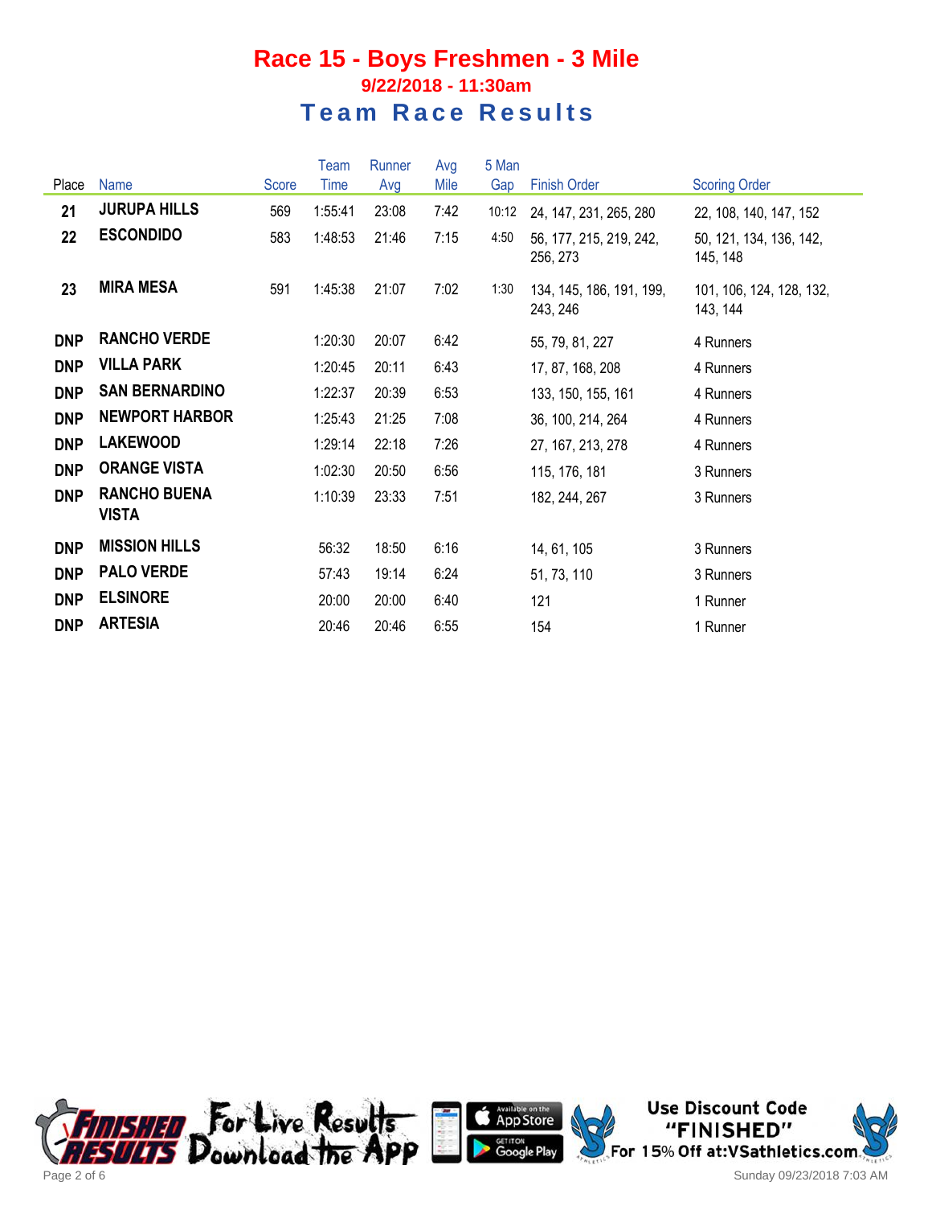# Race 15 - Boys Freshmen - 3 Mile

**9/22/2018 - 11:30am**

## Team Race Results

| Place | Name | Score | Team Time | Runner Avg | Avg Mile | 5 Man Gap | Finish Order | Scoring Order |
|---|---|---|---|---|---|---|---|---|
| 21 | JURUPA HILLS | 569 | 1:55:41 | 23:08 | 7:42 | 10:12 | 24, 147, 231, 265, 280 | 22, 108, 140, 147, 152 |
| 22 | ESCONDIDO | 583 | 1:48:53 | 21:46 | 7:15 | 4:50 | 56, 177, 215, 219, 242, 256, 273 | 50, 121, 134, 136, 142, 145, 148 |
| 23 | MIRA MESA | 591 | 1:45:38 | 21:07 | 7:02 | 1:30 | 134, 145, 186, 191, 199, 243, 246 | 101, 106, 124, 128, 132, 143, 144 |
| DNP | RANCHO VERDE | | 1:20:30 | 20:07 | 6:42 | | 55, 79, 81, 227 | 4 Runners |
| DNP | VILLA PARK | | 1:20:45 | 20:11 | 6:43 | | 17, 87, 168, 208 | 4 Runners |
| DNP | SAN BERNARDINO | | 1:22:37 | 20:39 | 6:53 | | 133, 150, 155, 161 | 4 Runners |
| DNP | NEWPORT HARBOR | | 1:25:43 | 21:25 | 7:08 | | 36, 100, 214, 264 | 4 Runners |
| DNP | LAKEWOOD | | 1:29:14 | 22:18 | 7:26 | | 27, 167, 213, 278 | 4 Runners |
| DNP | ORANGE VISTA | | 1:02:30 | 20:50 | 6:56 | | 115, 176, 181 | 3 Runners |
| DNP | RANCHO BUENA VISTA | | 1:10:39 | 23:33 | 7:51 | | 182, 244, 267 | 3 Runners |
| DNP | MISSION HILLS | | 56:32 | 18:50 | 6:16 | | 14, 61, 105 | 3 Runners |
| DNP | PALO VERDE | | 57:43 | 19:14 | 6:24 | | 51, 73, 110 | 3 Runners |
| DNP | ELSINORE | | 20:00 | 20:00 | 6:40 | | 121 | 1 Runner |
| DNP | ARTESIA | | 20:46 | 20:46 | 6:55 | | 154 | 1 Runner |

Finished Results — For Live Results Download the App. Available on the App Store. Get it on Google Play.

Use Discount Code "FINISHED" For 15% Off at:VSathletics.com

Sunday 09/23/2018 7:03 AM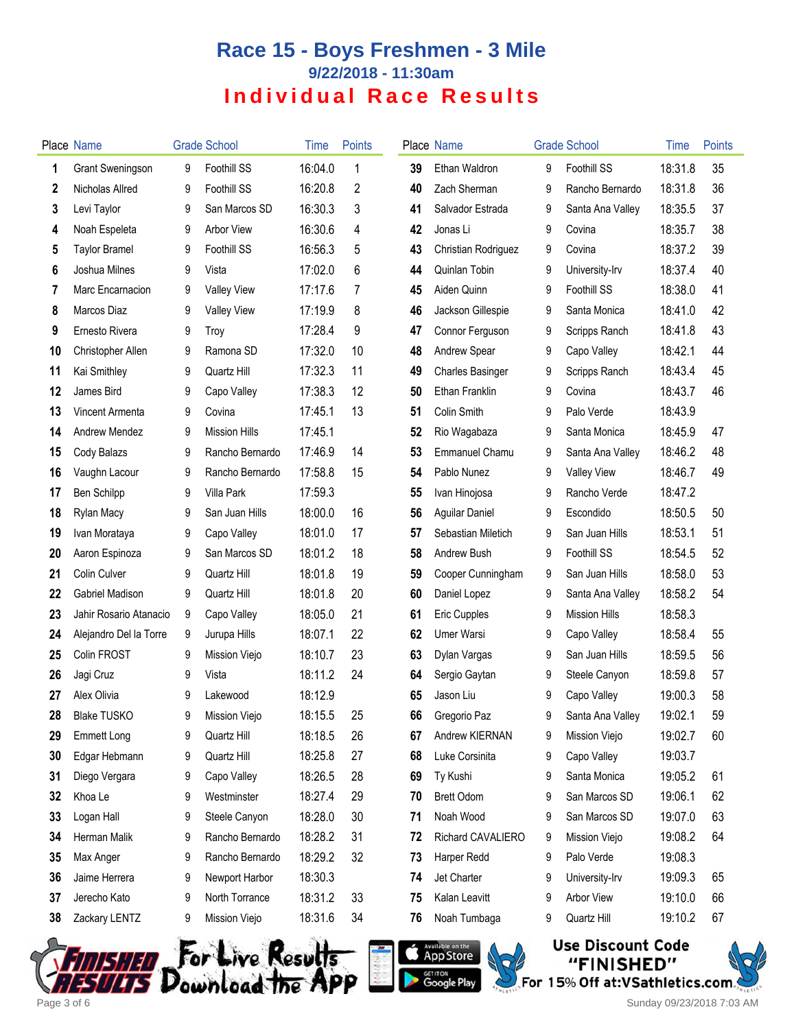# Race 15 - Boys Freshmen - 3 Mile

### 9/22/2018 - 11:30am

## Individual Race Results

| Place | Name | Grade | School | Time | Points |
|---|---|---|---|---|---|
| 1 | Grant Sweningson | 9 | Foothill SS | 16:04.0 | 1 |
| 2 | Nicholas Allred | 9 | Foothill SS | 16:20.8 | 2 |
| 3 | Levi Taylor | 9 | San Marcos SD | 16:30.3 | 3 |
| 4 | Noah Espeleta | 9 | Arbor View | 16:30.6 | 4 |
| 5 | Taylor Bramel | 9 | Foothill SS | 16:56.3 | 5 |
| 6 | Joshua Milnes | 9 | Vista | 17:02.0 | 6 |
| 7 | Marc Encarnacion | 9 | Valley View | 17:17.6 | 7 |
| 8 | Marcos Diaz | 9 | Valley View | 17:19.9 | 8 |
| 9 | Ernesto Rivera | 9 | Troy | 17:28.4 | 9 |
| 10 | Christopher Allen | 9 | Ramona SD | 17:32.0 | 10 |
| 11 | Kai Smithley | 9 | Quartz Hill | 17:32.3 | 11 |
| 12 | James Bird | 9 | Capo Valley | 17:38.3 | 12 |
| 13 | Vincent Armenta | 9 | Covina | 17:45.1 | 13 |
| 14 | Andrew Mendez | 9 | Mission Hills | 17:45.1 | |
| 15 | Cody Balazs | 9 | Rancho Bernardo | 17:46.9 | 14 |
| 16 | Vaughn Lacour | 9 | Rancho Bernardo | 17:58.8 | 15 |
| 17 | Ben Schilpp | 9 | Villa Park | 17:59.3 | |
| 18 | Rylan Macy | 9 | San Juan Hills | 18:00.0 | 16 |
| 19 | Ivan Morataya | 9 | Capo Valley | 18:01.0 | 17 |
| 20 | Aaron Espinoza | 9 | San Marcos SD | 18:01.2 | 18 |
| 21 | Colin Culver | 9 | Quartz Hill | 18:01.8 | 19 |
| 22 | Gabriel Madison | 9 | Quartz Hill | 18:01.8 | 20 |
| 23 | Jahir Rosario Atanacio | 9 | Capo Valley | 18:05.0 | 21 |
| 24 | Alejandro Del la Torre | 9 | Jurupa Hills | 18:07.1 | 22 |
| 25 | Colin FROST | 9 | Mission Viejo | 18:10.7 | 23 |
| 26 | Jagi Cruz | 9 | Vista | 18:11.2 | 24 |
| 27 | Alex Olivia | 9 | Lakewood | 18:12.9 | |
| 28 | Blake TUSKO | 9 | Mission Viejo | 18:15.5 | 25 |
| 29 | Emmett Long | 9 | Quartz Hill | 18:18.5 | 26 |
| 30 | Edgar Hebmann | 9 | Quartz Hill | 18:25.8 | 27 |
| 31 | Diego Vergara | 9 | Capo Valley | 18:26.5 | 28 |
| 32 | Khoa Le | 9 | Westminster | 18:27.4 | 29 |
| 33 | Logan Hall | 9 | Steele Canyon | 18:28.0 | 30 |
| 34 | Herman Malik | 9 | Rancho Bernardo | 18:28.2 | 31 |
| 35 | Max Anger | 9 | Rancho Bernardo | 18:29.2 | 32 |
| 36 | Jaime Herrera | 9 | Newport Harbor | 18:30.3 | |
| 37 | Jerecho Kato | 9 | North Torrance | 18:31.2 | 33 |
| 38 | Zackary LENTZ | 9 | Mission Viejo | 18:31.6 | 34 |
| 39 | Ethan Waldron | 9 | Foothill SS | 18:31.8 | 35 |
| 40 | Zach Sherman | 9 | Rancho Bernardo | 18:31.8 | 36 |
| 41 | Salvador Estrada | 9 | Santa Ana Valley | 18:35.5 | 37 |
| 42 | Jonas Li | 9 | Covina | 18:35.7 | 38 |
| 43 | Christian Rodriguez | 9 | Covina | 18:37.2 | 39 |
| 44 | Quinlan Tobin | 9 | University-Irv | 18:37.4 | 40 |
| 45 | Aiden Quinn | 9 | Foothill SS | 18:38.0 | 41 |
| 46 | Jackson Gillespie | 9 | Santa Monica | 18:41.0 | 42 |
| 47 | Connor Ferguson | 9 | Scripps Ranch | 18:41.8 | 43 |
| 48 | Andrew Spear | 9 | Capo Valley | 18:42.1 | 44 |
| 49 | Charles Basinger | 9 | Scripps Ranch | 18:43.4 | 45 |
| 50 | Ethan Franklin | 9 | Covina | 18:43.7 | 46 |
| 51 | Colin Smith | 9 | Palo Verde | 18:43.9 | |
| 52 | Rio Wagabaza | 9 | Santa Monica | 18:45.9 | 47 |
| 53 | Emmanuel Chamu | 9 | Santa Ana Valley | 18:46.2 | 48 |
| 54 | Pablo Nunez | 9 | Valley View | 18:46.7 | 49 |
| 55 | Ivan Hinojosa | 9 | Rancho Verde | 18:47.2 | |
| 56 | Aguilar Daniel | 9 | Escondido | 18:50.5 | 50 |
| 57 | Sebastian Miletich | 9 | San Juan Hills | 18:53.1 | 51 |
| 58 | Andrew Bush | 9 | Foothill SS | 18:54.5 | 52 |
| 59 | Cooper Cunningham | 9 | San Juan Hills | 18:58.0 | 53 |
| 60 | Daniel Lopez | 9 | Santa Ana Valley | 18:58.2 | 54 |
| 61 | Eric Cupples | 9 | Mission Hills | 18:58.3 | |
| 62 | Umer Warsi | 9 | Capo Valley | 18:58.4 | 55 |
| 63 | Dylan Vargas | 9 | San Juan Hills | 18:59.5 | 56 |
| 64 | Sergio Gaytan | 9 | Steele Canyon | 18:59.8 | 57 |
| 65 | Jason Liu | 9 | Capo Valley | 19:00.3 | 58 |
| 66 | Gregorio Paz | 9 | Santa Ana Valley | 19:02.1 | 59 |
| 67 | Andrew KIERNAN | 9 | Mission Viejo | 19:02.7 | 60 |
| 68 | Luke Corsinita | 9 | Capo Valley | 19:03.7 | |
| 69 | Ty Kushi | 9 | Santa Monica | 19:05.2 | 61 |
| 70 | Brett Odom | 9 | San Marcos SD | 19:06.1 | 62 |
| 71 | Noah Wood | 9 | San Marcos SD | 19:07.0 | 63 |
| 72 | Richard CAVALIERO | 9 | Mission Viejo | 19:08.2 | 64 |
| 73 | Harper Redd | 9 | Palo Verde | 19:08.3 | |
| 74 | Jet Charter | 9 | University-Irv | 19:09.3 | 65 |
| 75 | Kalan Leavitt | 9 | Arbor View | 19:10.0 | 66 |
| 76 | Noah Tumbaga | 9 | Quartz Hill | 19:10.2 | 67 |

For Live Results Download the APP

Use Discount Code "FINISHED" For 15% Off at:VSathletics.com

Sunday 09/23/2018 7:03 AM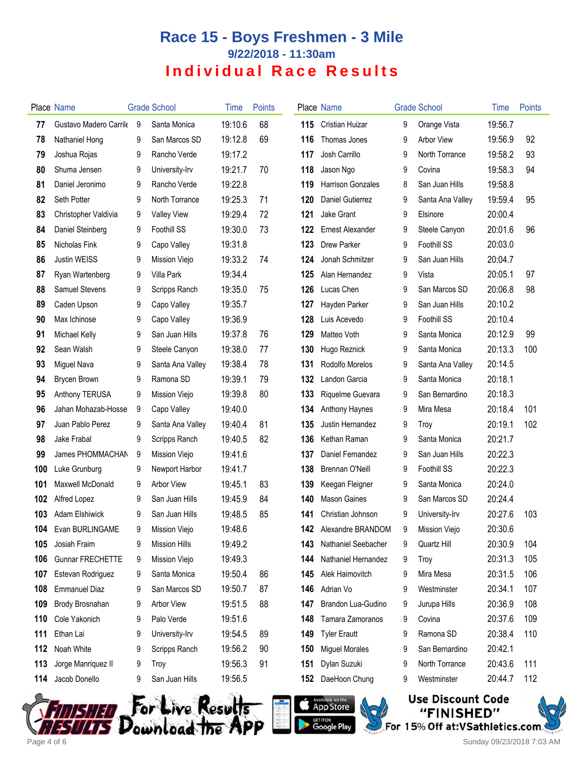# Race 15 - Boys Freshmen - 3 Mile

### 9/22/2018 - 11:30am

## Individual Race Results

| Place | Name | Grade | School | Time | Points |
|---|---|---|---|---|---|
| 77 | Gustavo Madero Carrile | 9 | Santa Monica | 19:10.6 | 68 |
| 78 | Nathaniel Hong | 9 | San Marcos SD | 19:12.8 | 69 |
| 79 | Joshua Rojas | 9 | Rancho Verde | 19:17.2 | |
| 80 | Shuma Jensen | 9 | University-Irv | 19:21.7 | 70 |
| 81 | Daniel Jeronimo | 9 | Rancho Verde | 19:22.8 | |
| 82 | Seth Potter | 9 | North Torrance | 19:25.3 | 71 |
| 83 | Christopher Valdivia | 9 | Valley View | 19:29.4 | 72 |
| 84 | Daniel Steinberg | 9 | Foothill SS | 19:30.0 | 73 |
| 85 | Nicholas Fink | 9 | Capo Valley | 19:31.8 | |
| 86 | Justin WEISS | 9 | Mission Viejo | 19:33.2 | 74 |
| 87 | Ryan Wartenberg | 9 | Villa Park | 19:34.4 | |
| 88 | Samuel Stevens | 9 | Scripps Ranch | 19:35.0 | 75 |
| 89 | Caden Upson | 9 | Capo Valley | 19:35.7 | |
| 90 | Max Ichinose | 9 | Capo Valley | 19:36.9 | |
| 91 | Michael Kelly | 9 | San Juan Hills | 19:37.8 | 76 |
| 92 | Sean Walsh | 9 | Steele Canyon | 19:38.0 | 77 |
| 93 | Miguel Nava | 9 | Santa Ana Valley | 19:38.4 | 78 |
| 94 | Brycen Brown | 9 | Ramona SD | 19:39.1 | 79 |
| 95 | Anthony TERUSA | 9 | Mission Viejo | 19:39.8 | 80 |
| 96 | Jahan Mohazab-Hosse | 9 | Capo Valley | 19:40.0 | |
| 97 | Juan Pablo Perez | 9 | Santa Ana Valley | 19:40.4 | 81 |
| 98 | Jake Frabal | 9 | Scripps Ranch | 19:40.5 | 82 |
| 99 | James PHOMMACHAN | 9 | Mission Viejo | 19:41.6 | |
| 100 | Luke Grunburg | 9 | Newport Harbor | 19:41.7 | |
| 101 | Maxwell McDonald | 9 | Arbor View | 19:45.1 | 83 |
| 102 | Alfred Lopez | 9 | San Juan Hills | 19:45.9 | 84 |
| 103 | Adam Elshiwick | 9 | San Juan Hills | 19:48.5 | 85 |
| 104 | Evan BURLINGAME | 9 | Mission Viejo | 19:48.6 | |
| 105 | Josiah Fraim | 9 | Mission Hills | 19:49.2 | |
| 106 | Gunnar FRECHETTE | 9 | Mission Viejo | 19:49.3 | |
| 107 | Estevan Rodriguez | 9 | Santa Monica | 19:50.4 | 86 |
| 108 | Emmanuel Diaz | 9 | San Marcos SD | 19:50.7 | 87 |
| 109 | Brody Brosnahan | 9 | Arbor View | 19:51.5 | 88 |
| 110 | Cole Yakonich | 9 | Palo Verde | 19:51.6 | |
| 111 | Ethan Lai | 9 | University-Irv | 19:54.5 | 89 |
| 112 | Noah White | 9 | Scripps Ranch | 19:56.2 | 90 |
| 113 | Jorge Manriquez II | 9 | Troy | 19:56.3 | 91 |
| 114 | Jacob Donello | 9 | San Juan Hills | 19:56.5 | |
| 115 | Cristian Huizar | 9 | Orange Vista | 19:56.7 | |
| 116 | Thomas Jones | 9 | Arbor View | 19:56.9 | 92 |
| 117 | Josh Carrillo | 9 | North Torrance | 19:58.2 | 93 |
| 118 | Jason Ngo | 9 | Covina | 19:58.3 | 94 |
| 119 | Harrison Gonzales | 8 | San Juan Hills | 19:58.8 | |
| 120 | Daniel Gutierrez | 9 | Santa Ana Valley | 19:59.4 | 95 |
| 121 | Jake Grant | 9 | Elsinore | 20:00.4 | |
| 122 | Ernest Alexander | 9 | Steele Canyon | 20:01.6 | 96 |
| 123 | Drew Parker | 9 | Foothill SS | 20:03.0 | |
| 124 | Jonah Schmitzer | 9 | San Juan Hills | 20:04.7 | |
| 125 | Alan Hernandez | 9 | Vista | 20:05.1 | 97 |
| 126 | Lucas Chen | 9 | San Marcos SD | 20:06.8 | 98 |
| 127 | Hayden Parker | 9 | San Juan Hills | 20:10.2 | |
| 128 | Luis Acevedo | 9 | Foothill SS | 20:10.4 | |
| 129 | Matteo Voth | 9 | Santa Monica | 20:12.9 | 99 |
| 130 | Hugo Reznick | 9 | Santa Monica | 20:13.3 | 100 |
| 131 | Rodolfo Morelos | 9 | Santa Ana Valley | 20:14.5 | |
| 132 | Landon Garcia | 9 | Santa Monica | 20:18.1 | |
| 133 | Riquelme Guevara | 9 | San Bernardino | 20:18.3 | |
| 134 | Anthony Haynes | 9 | Mira Mesa | 20:18.4 | 101 |
| 135 | Justin Hernandez | 9 | Troy | 20:19.1 | 102 |
| 136 | Kethan Raman | 9 | Santa Monica | 20:21.7 | |
| 137 | Daniel Fernandez | 9 | San Juan Hills | 20:22.3 | |
| 138 | Brennan O'Neill | 9 | Foothill SS | 20:22.3 | |
| 139 | Keegan Fleigner | 9 | Santa Monica | 20:24.0 | |
| 140 | Mason Gaines | 9 | San Marcos SD | 20:24.4 | |
| 141 | Christian Johnson | 9 | University-Irv | 20:27.6 | 103 |
| 142 | Alexandre BRANDOM | 9 | Mission Viejo | 20:30.6 | |
| 143 | Nathaniel Seebacher | 9 | Quartz Hill | 20:30.9 | 104 |
| 144 | Nathaniel Hernandez | 9 | Troy | 20:31.3 | 105 |
| 145 | Alek Haimovitch | 9 | Mira Mesa | 20:31.5 | 106 |
| 146 | Adrian Vo | 9 | Westminster | 20:34.1 | 107 |
| 147 | Brandon Lua-Gudino | 9 | Jurupa Hills | 20:36.9 | 108 |
| 148 | Tamara Zamoranos | 9 | Covina | 20:37.6 | 109 |
| 149 | Tyler Erautt | 9 | Ramona SD | 20:38.4 | 110 |
| 150 | Miguel Morales | 9 | San Bernardino | 20:42.1 | |
| 151 | Dylan Suzuki | 9 | North Torrance | 20:43.6 | 111 |
| 152 | DaeHoon Chung | 9 | Westminster | 20:44.7 | 112 |

For Live Results Download the APP

Use Discount Code "FINISHED" For 15% Off at:VSathletics.com

Sunday 09/23/2018 7:03 AM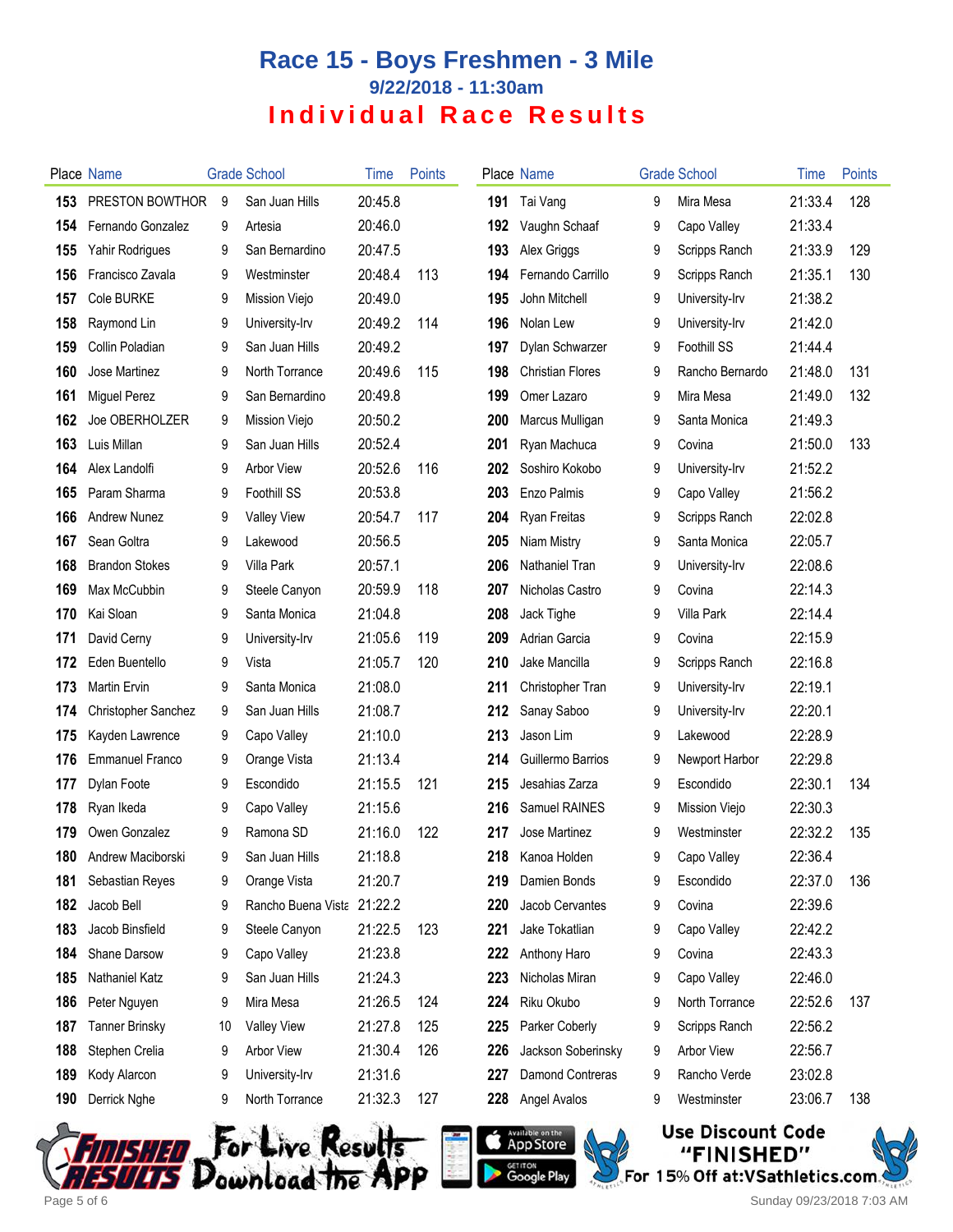# Race 15 - Boys Freshmen - 3 Mile

## 9/22/2018 - 11:30am

## Individual Race Results

| Place | Name | Grade | School | Time | Points |
|---|---|---|---|---|---|
| 153 | PRESTON BOWTHOR | 9 | San Juan Hills | 20:45.8 | |
| 154 | Fernando Gonzalez | 9 | Artesia | 20:46.0 | |
| 155 | Yahir Rodrigues | 9 | San Bernardino | 20:47.5 | |
| 156 | Francisco Zavala | 9 | Westminster | 20:48.4 | 113 |
| 157 | Cole BURKE | 9 | Mission Viejo | 20:49.0 | |
| 158 | Raymond Lin | 9 | University-Irv | 20:49.2 | 114 |
| 159 | Collin Poladian | 9 | San Juan Hills | 20:49.2 | |
| 160 | Jose Martinez | 9 | North Torrance | 20:49.6 | 115 |
| 161 | Miguel Perez | 9 | San Bernardino | 20:49.8 | |
| 162 | Joe OBERHOLZER | 9 | Mission Viejo | 20:50.2 | |
| 163 | Luis Millan | 9 | San Juan Hills | 20:52.4 | |
| 164 | Alex Landolfi | 9 | Arbor View | 20:52.6 | 116 |
| 165 | Param Sharma | 9 | Foothill SS | 20:53.8 | |
| 166 | Andrew Nunez | 9 | Valley View | 20:54.7 | 117 |
| 167 | Sean Goltra | 9 | Lakewood | 20:56.5 | |
| 168 | Brandon Stokes | 9 | Villa Park | 20:57.1 | |
| 169 | Max McCubbin | 9 | Steele Canyon | 20:59.9 | 118 |
| 170 | Kai Sloan | 9 | Santa Monica | 21:04.8 | |
| 171 | David Cerny | 9 | University-Irv | 21:05.6 | 119 |
| 172 | Eden Buentello | 9 | Vista | 21:05.7 | 120 |
| 173 | Martin Ervin | 9 | Santa Monica | 21:08.0 | |
| 174 | Christopher Sanchez | 9 | San Juan Hills | 21:08.7 | |
| 175 | Kayden Lawrence | 9 | Capo Valley | 21:10.0 | |
| 176 | Emmanuel Franco | 9 | Orange Vista | 21:13.4 | |
| 177 | Dylan Foote | 9 | Escondido | 21:15.5 | 121 |
| 178 | Ryan Ikeda | 9 | Capo Valley | 21:15.6 | |
| 179 | Owen Gonzalez | 9 | Ramona SD | 21:16.0 | 122 |
| 180 | Andrew Maciborski | 9 | San Juan Hills | 21:18.8 | |
| 181 | Sebastian Reyes | 9 | Orange Vista | 21:20.7 | |
| 182 | Jacob Bell | 9 | Rancho Buena Vista | 21:22.2 | |
| 183 | Jacob Binsfield | 9 | Steele Canyon | 21:22.5 | 123 |
| 184 | Shane Darsow | 9 | Capo Valley | 21:23.8 | |
| 185 | Nathaniel Katz | 9 | San Juan Hills | 21:24.3 | |
| 186 | Peter Nguyen | 9 | Mira Mesa | 21:26.5 | 124 |
| 187 | Tanner Brinsky | 10 | Valley View | 21:27.8 | 125 |
| 188 | Stephen Crelia | 9 | Arbor View | 21:30.4 | 126 |
| 189 | Kody Alarcon | 9 | University-Irv | 21:31.6 | |
| 190 | Derrick Nghe | 9 | North Torrance | 21:32.3 | 127 |
| 191 | Tai Vang | 9 | Mira Mesa | 21:33.4 | 128 |
| 192 | Vaughn Schaaf | 9 | Capo Valley | 21:33.4 | |
| 193 | Alex Griggs | 9 | Scripps Ranch | 21:33.9 | 129 |
| 194 | Fernando Carrillo | 9 | Scripps Ranch | 21:35.1 | 130 |
| 195 | John Mitchell | 9 | University-Irv | 21:38.2 | |
| 196 | Nolan Lew | 9 | University-Irv | 21:42.0 | |
| 197 | Dylan Schwarzer | 9 | Foothill SS | 21:44.4 | |
| 198 | Christian Flores | 9 | Rancho Bernardo | 21:48.0 | 131 |
| 199 | Omer Lazaro | 9 | Mira Mesa | 21:49.0 | 132 |
| 200 | Marcus Mulligan | 9 | Santa Monica | 21:49.3 | |
| 201 | Ryan Machucha | 9 | Covina | 21:50.0 | 133 |
| 202 | Soshiro Kokobo | 9 | University-Irv | 21:52.2 | |
| 203 | Enzo Palmis | 9 | Capo Valley | 21:56.2 | |
| 204 | Ryan Freitas | 9 | Scripps Ranch | 22:02.8 | |
| 205 | Niam Mistry | 9 | Santa Monica | 22:05.7 | |
| 206 | Nathaniel Tran | 9 | University-Irv | 22:08.6 | |
| 207 | Nicholas Castro | 9 | Covina | 22:14.3 | |
| 208 | Jack Tighe | 9 | Villa Park | 22:14.4 | |
| 209 | Adrian Garcia | 9 | Covina | 22:15.9 | |
| 210 | Jake Mancilla | 9 | Scripps Ranch | 22:16.8 | |
| 211 | Christopher Tran | 9 | University-Irv | 22:19.1 | |
| 212 | Sanay Saboo | 9 | University-Irv | 22:20.1 | |
| 213 | Jason Lim | 9 | Lakewood | 22:28.9 | |
| 214 | Guillermo Barrios | 9 | Newport Harbor | 22:29.8 | |
| 215 | Jesahias Zarza | 9 | Escondido | 22:30.1 | 134 |
| 216 | Samuel RAINES | 9 | Mission Viejo | 22:30.3 | |
| 217 | Jose Martinez | 9 | Westminster | 22:32.2 | 135 |
| 218 | Kanoa Holden | 9 | Capo Valley | 22:36.4 | |
| 219 | Damien Bonds | 9 | Escondido | 22:37.0 | 136 |
| 220 | Jacob Cervantes | 9 | Covina | 22:39.6 | |
| 221 | Jake Tokatlian | 9 | Capo Valley | 22:42.2 | |
| 222 | Anthony Haro | 9 | Covina | 22:43.3 | |
| 223 | Nicholas Miran | 9 | Capo Valley | 22:46.0 | |
| 224 | Riku Okubo | 9 | North Torrance | 22:52.6 | 137 |
| 225 | Parker Coberly | 9 | Scripps Ranch | 22:56.2 | |
| 226 | Jackson Soberinsky | 9 | Arbor View | 22:56.7 | |
| 227 | Damond Contreras | 9 | Rancho Verde | 23:02.8 | |
| 228 | Angel Avalos | 9 | Westminster | 23:06.7 | 138 |

Finished Results — For Live Results Download the App

Use Discount Code "FINISHED" For 15% Off at:VSathletics.com

Sunday 09/23/2018 7:03 AM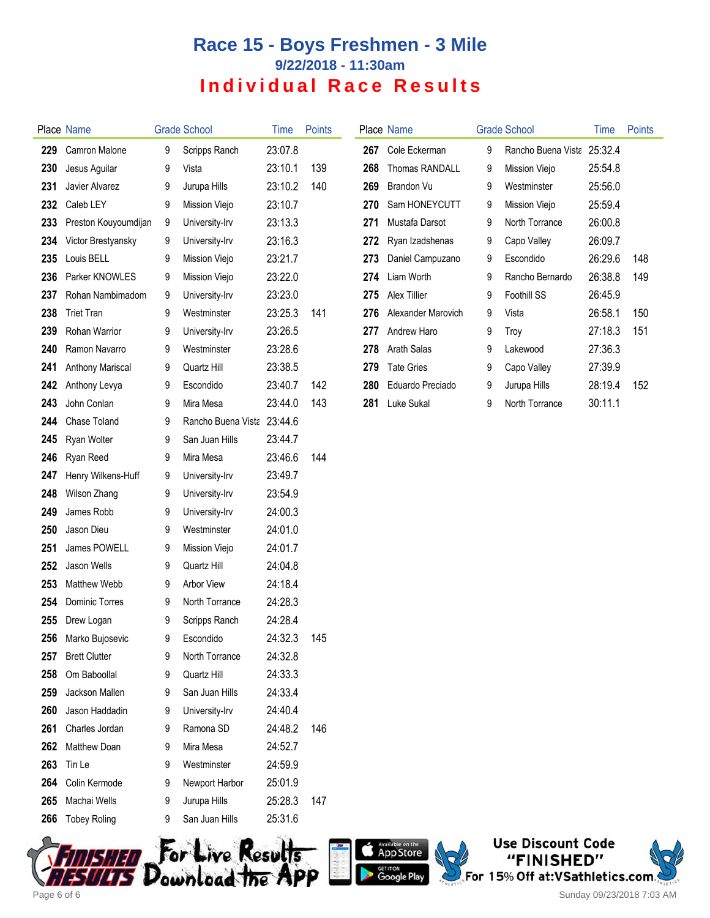# Race 15 - Boys Freshmen - 3 Mile

### 9/22/2018 - 11:30am

## Individual Race Results

| Place | Name | Grade | School | Time | Points |
|---|---|---|---|---|---|
| 229 | Camron Malone | 9 | Scripps Ranch | 23:07.8 | |
| 230 | Jesus Aguilar | 9 | Vista | 23:10.1 | 139 |
| 231 | Javier Alvarez | 9 | Jurupa Hills | 23:10.2 | 140 |
| 232 | Caleb LEY | 9 | Mission Viejo | 23:10.7 | |
| 233 | Preston Kouyoumdijan | 9 | University-Irv | 23:13.3 | |
| 234 | Victor Brestyansky | 9 | University-Irv | 23:16.3 | |
| 235 | Louis BELL | 9 | Mission Viejo | 23:21.7 | |
| 236 | Parker KNOWLES | 9 | Mission Viejo | 23:22.0 | |
| 237 | Rohan Nambimadom | 9 | University-Irv | 23:23.0 | |
| 238 | Triet Tran | 9 | Westminster | 23:25.3 | 141 |
| 239 | Rohan Warrior | 9 | University-Irv | 23:26.5 | |
| 240 | Ramon Navarro | 9 | Westminster | 23:28.6 | |
| 241 | Anthony Mariscal | 9 | Quartz Hill | 23:38.5 | |
| 242 | Anthony Levya | 9 | Escondido | 23:40.7 | 142 |
| 243 | John Conlan | 9 | Mira Mesa | 23:44.0 | 143 |
| 244 | Chase Toland | 9 | Rancho Buena Vista | 23:44.6 | |
| 245 | Ryan Wolter | 9 | San Juan Hills | 23:44.7 | |
| 246 | Ryan Reed | 9 | Mira Mesa | 23:46.6 | 144 |
| 247 | Henry Wilkens-Huff | 9 | University-Irv | 23:49.7 | |
| 248 | Wilson Zhang | 9 | University-Irv | 23:54.9 | |
| 249 | James Robb | 9 | University-Irv | 24:00.3 | |
| 250 | Jason Dieu | 9 | Westminster | 24:01.0 | |
| 251 | James POWELL | 9 | Mission Viejo | 24:01.7 | |
| 252 | Jason Wells | 9 | Quartz Hill | 24:04.8 | |
| 253 | Matthew Webb | 9 | Arbor View | 24:18.4 | |
| 254 | Dominic Torres | 9 | North Torrance | 24:28.3 | |
| 255 | Drew Logan | 9 | Scripps Ranch | 24:28.4 | |
| 256 | Marko Bujosevic | 9 | Escondido | 24:32.3 | 145 |
| 257 | Brett Clutter | 9 | North Torrance | 24:32.8 | |
| 258 | Om Baboollal | 9 | Quartz Hill | 24:33.3 | |
| 259 | Jackson Mallen | 9 | San Juan Hills | 24:33.4 | |
| 260 | Jason Haddadin | 9 | University-Irv | 24:40.4 | |
| 261 | Charles Jordan | 9 | Ramona SD | 24:48.2 | 146 |
| 262 | Matthew Doan | 9 | Mira Mesa | 24:52.7 | |
| 263 | Tin Le | 9 | Westminster | 24:59.9 | |
| 264 | Colin Kermode | 9 | Newport Harbor | 25:01.9 | |
| 265 | Machai Wells | 9 | Jurupa Hills | 25:28.3 | 147 |
| 266 | Tobey Roling | 9 | San Juan Hills | 25:31.6 | |
| 267 | Cole Eckerman | 9 | Rancho Buena Vista | 25:32.4 | |
| 268 | Thomas RANDALL | 9 | Mission Viejo | 25:54.8 | |
| 269 | Brandon Vu | 9 | Westminster | 25:56.0 | |
| 270 | Sam HONEYCUTT | 9 | Mission Viejo | 25:59.4 | |
| 271 | Mustafa Darsot | 9 | North Torrance | 26:00.8 | |
| 272 | Ryan Izadshenas | 9 | Capo Valley | 26:09.7 | |
| 273 | Daniel Campuzano | 9 | Escondido | 26:29.6 | 148 |
| 274 | Liam Worth | 9 | Rancho Bernardo | 26:38.8 | 149 |
| 275 | Alex Tillier | 9 | Foothill SS | 26:45.9 | |
| 276 | Alexander Marovich | 9 | Vista | 26:58.1 | 150 |
| 277 | Andrew Haro | 9 | Troy | 27:18.3 | 151 |
| 278 | Arath Salas | 9 | Lakewood | 27:36.3 | |
| 279 | Tate Gries | 9 | Capo Valley | 27:39.9 | |
| 280 | Eduardo Preciado | 9 | Jurupa Hills | 28:19.4 | 152 |
| 281 | Luke Sukal | 9 | North Torrance | 30:11.1 | |

FINISHED RESULTS For Live Results Download the APP

Available on the App Store · Get it on Google Play

Use Discount Code "FINISHED" For 15% Off at:VSathletics.com

Sunday 09/23/2018 7:03 AM